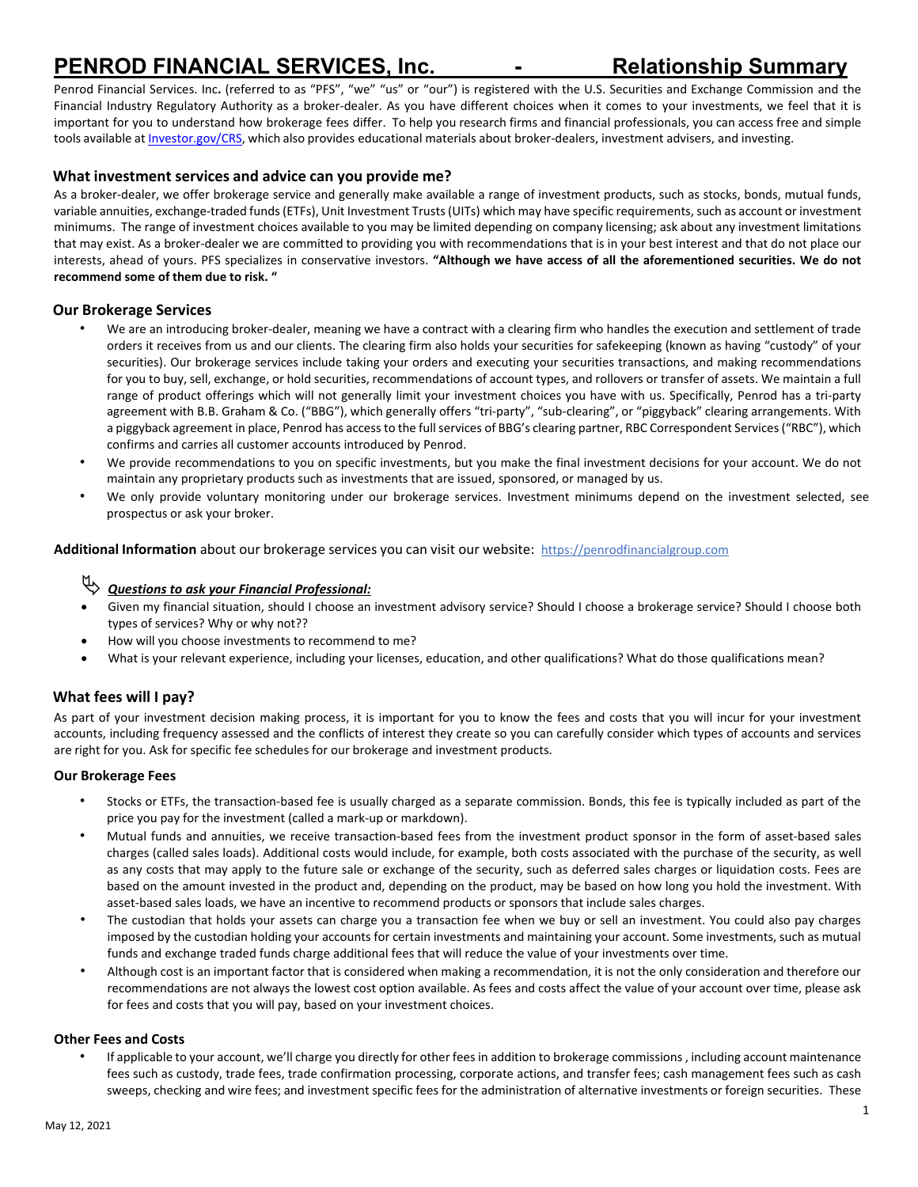# PENROD FINANCIAL SERVICES, Inc. - Relationship Summary

Penrod Financial Services. Inc**.** (referred to as "PFS", "we" "us" or "our") is registered with the U.S. Securities and Exchange Commission and the Financial Industry Regulatory Authority as a broker-dealer. As you have different choices when it comes to your investments, we feel that it is important for you to understand how brokerage fees differ. To help you research firms and financial professionals, you can access free and simple tools available at Investor.gov/CRS, which also provides educational materials about broker-dealers, investment advisers, and investing.

## What investment services and advice can you provide me?

As a broker-dealer, we offer brokerage service and generally make available a range of investment products, such as stocks, bonds, mutual funds, variable annuities, exchange-traded funds (ETFs), Unit Investment Trusts (UITs) which may have specific requirements, such as account or investment minimums. The range of investment choices available to you may be limited depending on company licensing; ask about any investment limitations that may exist. As a broker-dealer we are committed to providing you with recommendations that is in your best interest and that do not place our interests, ahead of yours. PFS specializes in conservative investors. **"Although we have access of all the aforementioned securities. We do not recommend some of them due to risk. "**

### Our Brokerage Services

- We are an introducing broker-dealer, meaning we have a contract with a clearing firm who handles the execution and settlement of trade orders it receives from us and our clients. The clearing firm also holds your securities for safekeeping (known as having "custody" of your securities). Our brokerage services include taking your orders and executing your securities transactions, and making recommendations for you to buy, sell, exchange, or hold securities, recommendations of account types, and rollovers or transfer of assets. We maintain a full range of product offerings which will not generally limit your investment choices you have with us. Specifically, Penrod has a tri-party agreement with B.B. Graham & Co. ("BBG"), which generally offers "tri-party", "sub-clearing", or "piggyback" clearing arrangements. With a piggyback agreement in place, Penrod has access to the full services of BBG's clearing partner, RBC Correspondent Services ("RBC"), which confirms and carries all customer accounts introduced by Penrod.
- We provide recommendations to you on specific investments, but you make the final investment decisions for your account. We do not maintain any proprietary products such as investments that are issued, sponsored, or managed by us.
- We only provide voluntary monitoring under our brokerage services. Investment minimums depend on the investment selected, see prospectus or ask your broker.

**Additional Information** about our brokerage services you can visit our website: https://penrodfinancialgroup.com

***Questions to ask your Financial Professional:***

- Given my financial situation, should I choose an investment advisory service? Should I choose a brokerage service? Should I choose both types of services? Why or why not??
- How will you choose investments to recommend to me?
- What is your relevant experience, including your licenses, education, and other qualifications? What do those qualifications mean?

## What fees will I pay?

As part of your investment decision making process, it is important for you to know the fees and costs that you will incur for your investment accounts, including frequency assessed and the conflicts of interest they create so you can carefully consider which types of accounts and services are right for you. Ask for specific fee schedules for our brokerage and investment products.

### Our Brokerage Fees

- Stocks or ETFs, the transaction-based fee is usually charged as a separate commission. Bonds, this fee is typically included as part of the price you pay for the investment (called a mark-up or markdown).
- Mutual funds and annuities, we receive transaction-based fees from the investment product sponsor in the form of asset-based sales charges (called sales loads). Additional costs would include, for example, both costs associated with the purchase of the security, as well as any costs that may apply to the future sale or exchange of the security, such as deferred sales charges or liquidation costs. Fees are based on the amount invested in the product and, depending on the product, may be based on how long you hold the investment. With asset-based sales loads, we have an incentive to recommend products or sponsors that include sales charges.
- The custodian that holds your assets can charge you a transaction fee when we buy or sell an investment. You could also pay charges imposed by the custodian holding your accounts for certain investments and maintaining your account. Some investments, such as mutual funds and exchange traded funds charge additional fees that will reduce the value of your investments over time.
- Although cost is an important factor that is considered when making a recommendation, it is not the only consideration and therefore our recommendations are not always the lowest cost option available. As fees and costs affect the value of your account over time, please ask for fees and costs that you will pay, based on your investment choices.

### Other Fees and Costs

- If applicable to your account, we'll charge you directly for other fees in addition to brokerage commissions , including account maintenance fees such as custody, trade fees, trade confirmation processing, corporate actions, and transfer fees; cash management fees such as cash sweeps, checking and wire fees; and investment specific fees for the administration of alternative investments or foreign securities. These

May 12, 2021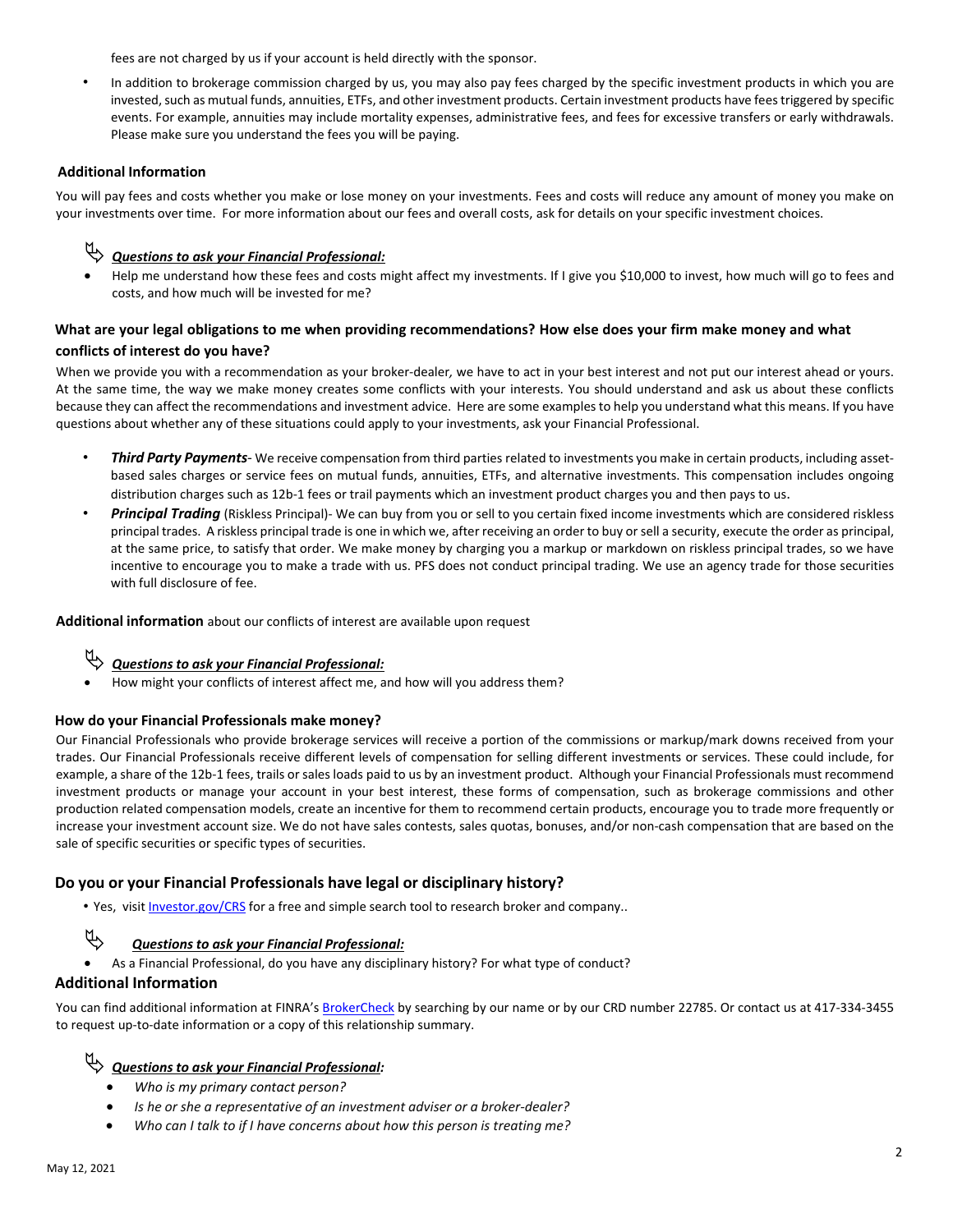fees are not charged by us if your account is held directly with the sponsor.

- In addition to brokerage commission charged by us, you may also pay fees charged by the specific investment products in which you are invested, such as mutual funds, annuities, ETFs, and other investment products. Certain investment products have fees triggered by specific events. For example, annuities may include mortality expenses, administrative fees, and fees for excessive transfers or early withdrawals. Please make sure you understand the fees you will be paying.

### Additional Information

You will pay fees and costs whether you make or lose money on your investments. Fees and costs will reduce any amount of money you make on your investments over time. For more information about our fees and overall costs, ask for details on your specific investment choices.

***Questions to ask your Financial Professional:***

- Help me understand how these fees and costs might affect my investments. If I give you $10,000 to invest, how much will go to fees and costs, and how much will be invested for me?

### What are your legal obligations to me when providing recommendations? How else does your firm make money and what conflicts of interest do you have?

When we provide you with a recommendation as your broker-dealer, we have to act in your best interest and not put our interest ahead or yours. At the same time, the way we make money creates some conflicts with your interests. You should understand and ask us about these conflicts because they can affect the recommendations and investment advice. Here are some examples to help you understand what this means. If you have questions about whether any of these situations could apply to your investments, ask your Financial Professional.

- ***Third Party Payments***- We receive compensation from third parties related to investments you make in certain products, including asset-based sales charges or service fees on mutual funds, annuities, ETFs, and alternative investments. This compensation includes ongoing distribution charges such as 12b-1 fees or trail payments which an investment product charges you and then pays to us.
- ***Principal Trading*** (Riskless Principal)- We can buy from you or sell to you certain fixed income investments which are considered riskless principal trades. A riskless principal trade is one in which we, after receiving an order to buy or sell a security, execute the order as principal, at the same price, to satisfy that order. We make money by charging you a markup or markdown on riskless principal trades, so we have incentive to encourage you to make a trade with us. PFS does not conduct principal trading. We use an agency trade for those securities with full disclosure of fee.

**Additional information** about our conflicts of interest are available upon request

***Questions to ask your Financial Professional:***

- How might your conflicts of interest affect me, and how will you address them?

### How do your Financial Professionals make money?

Our Financial Professionals who provide brokerage services will receive a portion of the commissions or markup/mark downs received from your trades. Our Financial Professionals receive different levels of compensation for selling different investments or services. These could include, for example, a share of the 12b-1 fees, trails or sales loads paid to us by an investment product. Although your Financial Professionals must recommend investment products or manage your account in your best interest, these forms of compensation, such as brokerage commissions and other production related compensation models, create an incentive for them to recommend certain products, encourage you to trade more frequently or increase your investment account size. We do not have sales contests, sales quotas, bonuses, and/or non-cash compensation that are based on the sale of specific securities or specific types of securities.

## Do you or your Financial Professionals have legal or disciplinary history?

- Yes, visit [Investor.gov/CRS](Investor.gov/CRS) for a free and simple search tool to research broker and company..

***Questions to ask your Financial Professional:***

- As a Financial Professional, do you have any disciplinary history? For what type of conduct?

## Additional Information

You can find additional information at FINRA's BrokerCheck by searching by our name or by our CRD number 22785. Or contact us at 417-334-3455 to request up-to-date information or a copy of this relationship summary.

***Questions to ask your Financial Professional:***

- *Who is my primary contact person?*
- *Is he or she a representative of an investment adviser or a broker-dealer?*
- *Who can I talk to if I have concerns about how this person is treating me?*

May 12, 2021